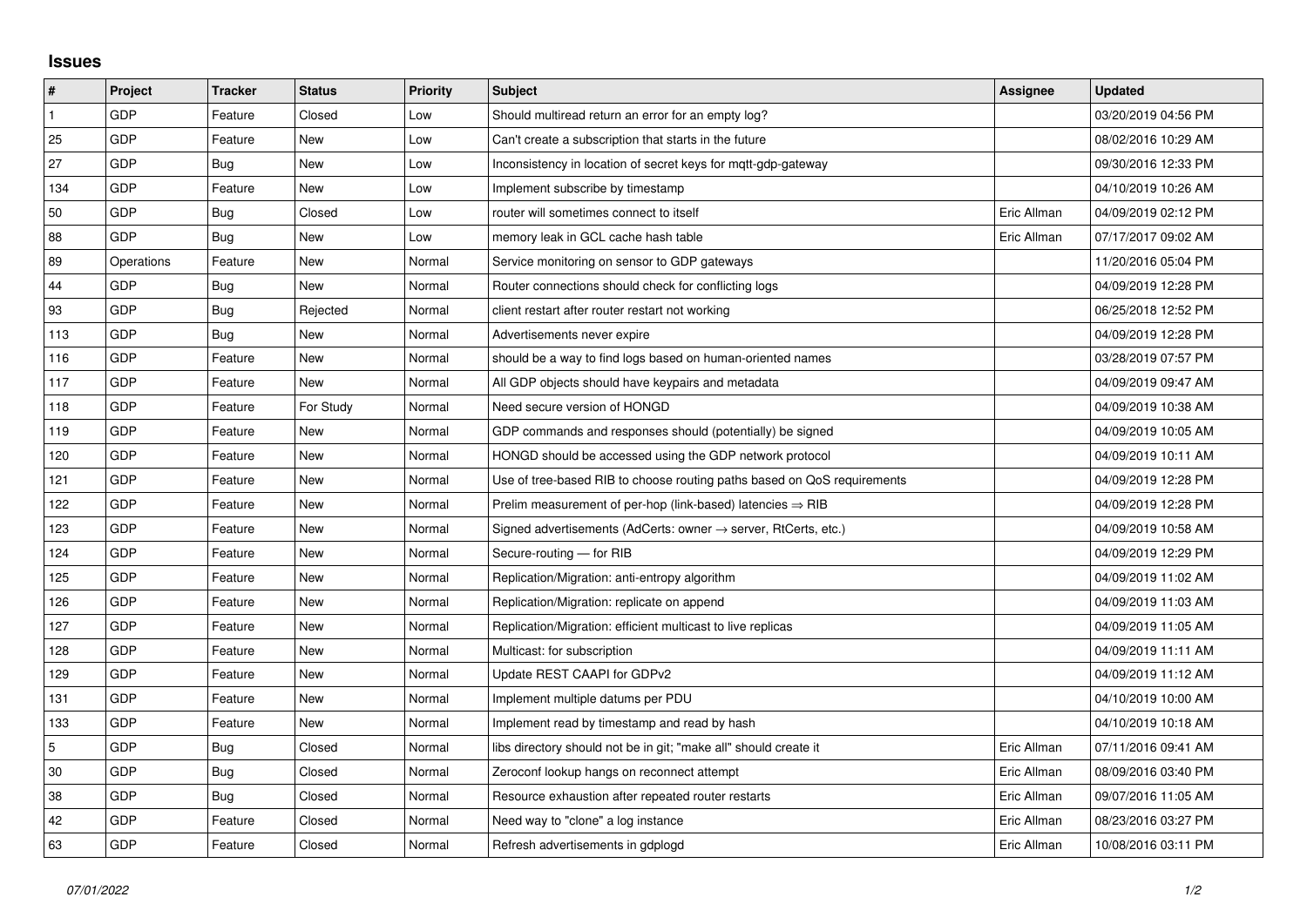## Issues

| # | Project | Tracker | Status | Priority | Subject | Assignee | Updated |
|---|---|---|---|---|---|---|---|
| 1 | GDP | Feature | Closed | Low | Should multiread return an error for an empty log? | | 03/20/2019 04:56 PM |
| 25 | GDP | Feature | New | Low | Can't create a subscription that starts in the future | | 08/02/2016 10:29 AM |
| 27 | GDP | Bug | New | Low | Inconsistency in location of secret keys for mqtt-gdp-gateway | | 09/30/2016 12:33 PM |
| 134 | GDP | Feature | New | Low | Implement subscribe by timestamp | | 04/10/2019 10:26 AM |
| 50 | GDP | Bug | Closed | Low | router will sometimes connect to itself | Eric Allman | 04/09/2019 02:12 PM |
| 88 | GDP | Bug | New | Low | memory leak in GCL cache hash table | Eric Allman | 07/17/2017 09:02 AM |
| 89 | Operations | Feature | New | Normal | Service monitoring on sensor to GDP gateways | | 11/20/2016 05:04 PM |
| 44 | GDP | Bug | New | Normal | Router connections should check for conflicting logs | | 04/09/2019 12:28 PM |
| 93 | GDP | Bug | Rejected | Normal | client restart after router restart not working | | 06/25/2018 12:52 PM |
| 113 | GDP | Bug | New | Normal | Advertisements never expire | | 04/09/2019 12:28 PM |
| 116 | GDP | Feature | New | Normal | should be a way to find logs based on human-oriented names | | 03/28/2019 07:57 PM |
| 117 | GDP | Feature | New | Normal | All GDP objects should have keypairs and metadata | | 04/09/2019 09:47 AM |
| 118 | GDP | Feature | For Study | Normal | Need secure version of HONGD | | 04/09/2019 10:38 AM |
| 119 | GDP | Feature | New | Normal | GDP commands and responses should (potentially) be signed | | 04/09/2019 10:05 AM |
| 120 | GDP | Feature | New | Normal | HONGD should be accessed using the GDP network protocol | | 04/09/2019 10:11 AM |
| 121 | GDP | Feature | New | Normal | Use of tree-based RIB to choose routing paths based on QoS requirements | | 04/09/2019 12:28 PM |
| 122 | GDP | Feature | New | Normal | Prelim measurement of per-hop (link-based) latencies ⇒ RIB | | 04/09/2019 12:28 PM |
| 123 | GDP | Feature | New | Normal | Signed advertisements (AdCerts: owner → server, RtCerts, etc.) | | 04/09/2019 10:58 AM |
| 124 | GDP | Feature | New | Normal | Secure-routing — for RIB | | 04/09/2019 12:29 PM |
| 125 | GDP | Feature | New | Normal | Replication/Migration: anti-entropy algorithm | | 04/09/2019 11:02 AM |
| 126 | GDP | Feature | New | Normal | Replication/Migration: replicate on append | | 04/09/2019 11:03 AM |
| 127 | GDP | Feature | New | Normal | Replication/Migration: efficient multicast to live replicas | | 04/09/2019 11:05 AM |
| 128 | GDP | Feature | New | Normal | Multicast: for subscription | | 04/09/2019 11:11 AM |
| 129 | GDP | Feature | New | Normal | Update REST CAAPI for GDPv2 | | 04/09/2019 11:12 AM |
| 131 | GDP | Feature | New | Normal | Implement multiple datums per PDU | | 04/10/2019 10:00 AM |
| 133 | GDP | Feature | New | Normal | Implement read by timestamp and read by hash | | 04/10/2019 10:18 AM |
| 5 | GDP | Bug | Closed | Normal | libs directory should not be in git; "make all" should create it | Eric Allman | 07/11/2016 09:41 AM |
| 30 | GDP | Bug | Closed | Normal | Zeroconf lookup hangs on reconnect attempt | Eric Allman | 08/09/2016 03:40 PM |
| 38 | GDP | Bug | Closed | Normal | Resource exhaustion after repeated router restarts | Eric Allman | 09/07/2016 11:05 AM |
| 42 | GDP | Feature | Closed | Normal | Need way to "clone" a log instance | Eric Allman | 08/23/2016 03:27 PM |
| 63 | GDP | Feature | Closed | Normal | Refresh advertisements in gdplogd | Eric Allman | 10/08/2016 03:11 PM |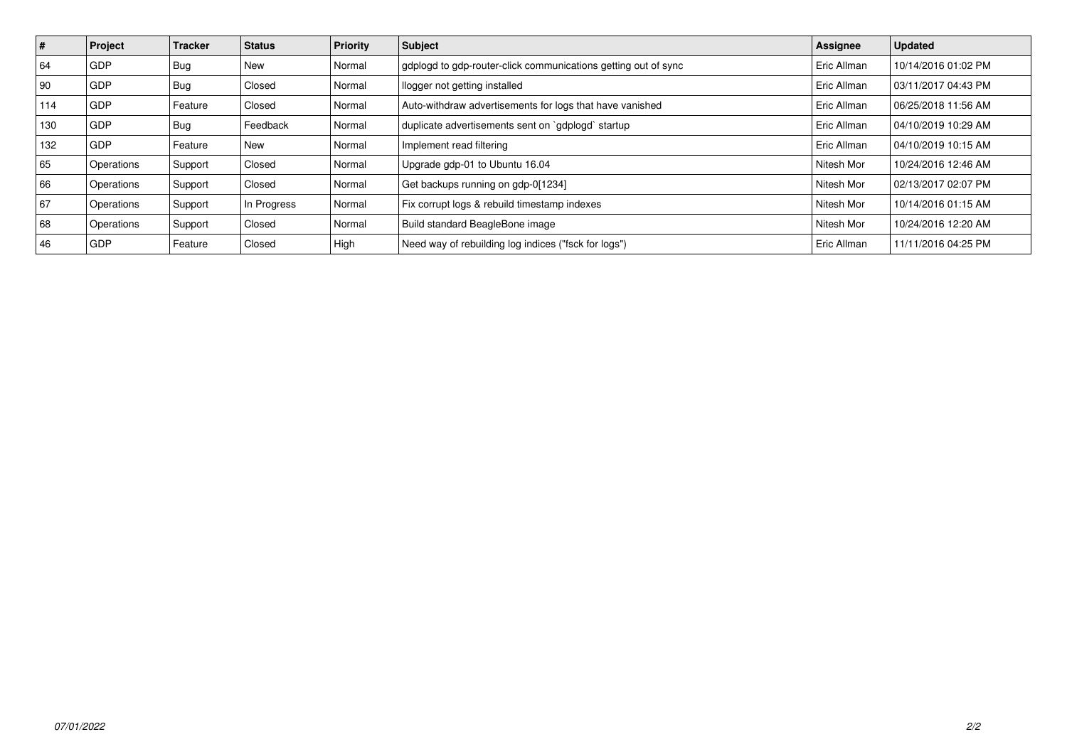| # | Project | Tracker | Status | Priority | Subject | Assignee | Updated |
|---|---|---|---|---|---|---|---|
| 64 | GDP | Bug | New | Normal | gdplogd to gdp-router-click communications getting out of sync | Eric Allman | 10/14/2016 01:02 PM |
| 90 | GDP | Bug | Closed | Normal | llogger not getting installed | Eric Allman | 03/11/2017 04:43 PM |
| 114 | GDP | Feature | Closed | Normal | Auto-withdraw advertisements for logs that have vanished | Eric Allman | 06/25/2018 11:56 AM |
| 130 | GDP | Bug | Feedback | Normal | duplicate advertisements sent on `gdplogd` startup | Eric Allman | 04/10/2019 10:29 AM |
| 132 | GDP | Feature | New | Normal | Implement read filtering | Eric Allman | 04/10/2019 10:15 AM |
| 65 | Operations | Support | Closed | Normal | Upgrade gdp-01 to Ubuntu 16.04 | Nitesh Mor | 10/24/2016 12:46 AM |
| 66 | Operations | Support | Closed | Normal | Get backups running on gdp-0[1234] | Nitesh Mor | 02/13/2017 02:07 PM |
| 67 | Operations | Support | In Progress | Normal | Fix corrupt logs & rebuild timestamp indexes | Nitesh Mor | 10/14/2016 01:15 AM |
| 68 | Operations | Support | Closed | Normal | Build standard BeagleBone image | Nitesh Mor | 10/24/2016 12:20 AM |
| 46 | GDP | Feature | Closed | High | Need way of rebuilding log indices ("fsck for logs") | Eric Allman | 11/11/2016 04:25 PM |